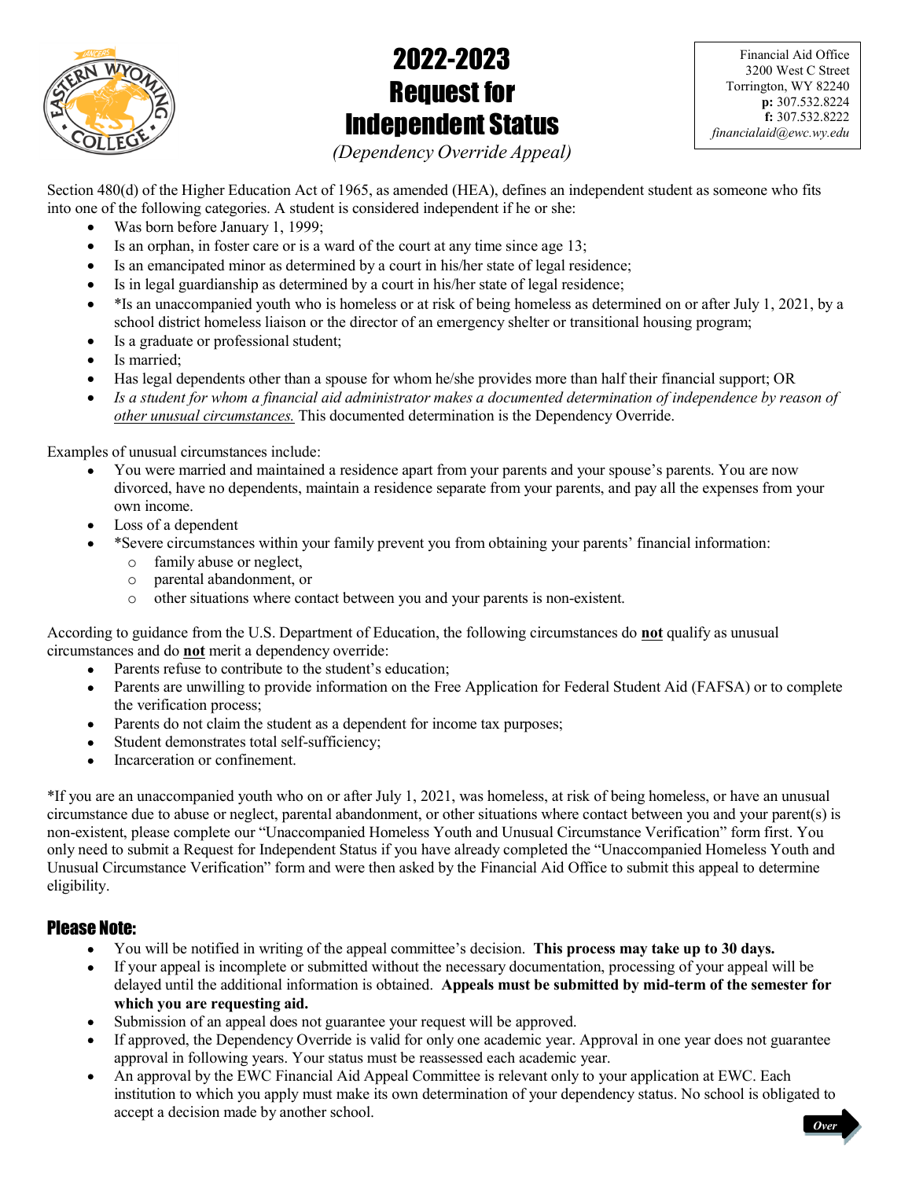# 2022-2023 Request for Independent Status

*(Dependency Override Appeal)*

Financial Aid Office
3200 West C Street
Torrington, WY 82240
**p:** 307.532.8224
**f:** 307.532.8222
*financialaid@ewc.wy.edu*

Section 480(d) of the Higher Education Act of 1965, as amended (HEA), defines an independent student as someone who fits into one of the following categories. A student is considered independent if he or she:

- Was born before January 1, 1999;
- Is an orphan, in foster care or is a ward of the court at any time since age 13;
- Is an emancipated minor as determined by a court in his/her state of legal residence;
- Is in legal guardianship as determined by a court in his/her state of legal residence;
- *Is an unaccompanied youth who is homeless or at risk of being homeless as determined on or after July 1, 2021, by a school district homeless liaison or the director of an emergency shelter or transitional housing program;
- Is a graduate or professional student;
- Is married;
- Has legal dependents other than a spouse for whom he/she provides more than half their financial support; OR
- *Is a student for whom a financial aid administrator makes a documented determination of independence by reason of other unusual circumstances.* This documented determination is the Dependency Override.

Examples of unusual circumstances include:

- You were married and maintained a residence apart from your parents and your spouse's parents. You are now divorced, have no dependents, maintain a residence separate from your parents, and pay all the expenses from your own income.
- Loss of a dependent
- *Severe circumstances within your family prevent you from obtaining your parents' financial information:
  - family abuse or neglect,
  - parental abandonment, or
  - other situations where contact between you and your parents is non-existent.

According to guidance from the U.S. Department of Education, the following circumstances do **not** qualify as unusual circumstances and do **not** merit a dependency override:

- Parents refuse to contribute to the student's education;
- Parents are unwilling to provide information on the Free Application for Federal Student Aid (FAFSA) or to complete the verification process;
- Parents do not claim the student as a dependent for income tax purposes;
- Student demonstrates total self-sufficiency;
- Incarceration or confinement.

*If you are an unaccompanied youth who on or after July 1, 2021, was homeless, at risk of being homeless, or have an unusual circumstance due to abuse or neglect, parental abandonment, or other situations where contact between you and your parent(s) is non-existent, please complete our "Unaccompanied Homeless Youth and Unusual Circumstance Verification" form first. You only need to submit a Request for Independent Status if you have already completed the "Unaccompanied Homeless Youth and Unusual Circumstance Verification" form and were then asked by the Financial Aid Office to submit this appeal to determine eligibility.

## Please Note:

- You will be notified in writing of the appeal committee's decision. **This process may take up to 30 days.**
- If your appeal is incomplete or submitted without the necessary documentation, processing of your appeal will be delayed until the additional information is obtained. **Appeals must be submitted by mid-term of the semester for which you are requesting aid.**
- Submission of an appeal does not guarantee your request will be approved.
- If approved, the Dependency Override is valid for only one academic year. Approval in one year does not guarantee approval in following years. Your status must be reassessed each academic year.
- An approval by the EWC Financial Aid Appeal Committee is relevant only to your application at EWC. Each institution to which you apply must make its own determination of your dependency status. No school is obligated to accept a decision made by another school.

*Over*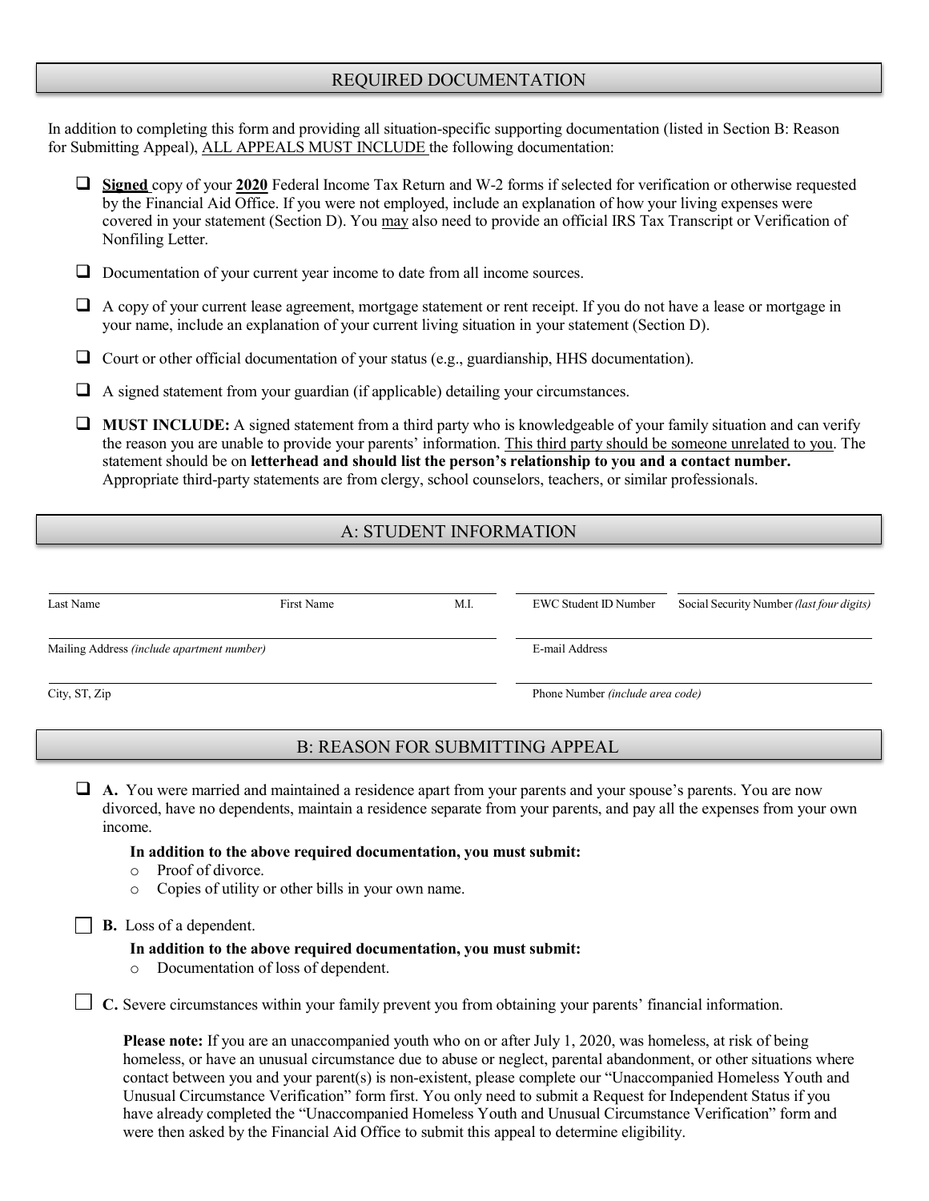## REQUIRED DOCUMENTATION

In addition to completing this form and providing all situation-specific supporting documentation (listed in Section B: Reason for Submitting Appeal), ALL APPEALS MUST INCLUDE the following documentation:

- ☐ **Signed** copy of your **2020** Federal Income Tax Return and W-2 forms if selected for verification or otherwise requested by the Financial Aid Office. If you were not employed, include an explanation of how your living expenses were covered in your statement (Section D). You may also need to provide an official IRS Tax Transcript or Verification of Nonfiling Letter.
- ☐ Documentation of your current year income to date from all income sources.
- ☐ A copy of your current lease agreement, mortgage statement or rent receipt. If you do not have a lease or mortgage in your name, include an explanation of your current living situation in your statement (Section D).
- ☐ Court or other official documentation of your status (e.g., guardianship, HHS documentation).
- ☐ A signed statement from your guardian (if applicable) detailing your circumstances.
- ☐ **MUST INCLUDE:** A signed statement from a third party who is knowledgeable of your family situation and can verify the reason you are unable to provide your parents' information. This third party should be someone unrelated to you. The statement should be on **letterhead and should list the person's relationship to you and a contact number.** Appropriate third-party statements are from clergy, school counselors, teachers, or similar professionals.

## A: STUDENT INFORMATION

| Last Name | First Name | M.I. | EWC Student ID Number | Social Security Number *(last four digits)* |
|---|---|---|---|---|

Mailing Address *(include apartment number)* ______________________

E-mail Address ______________________

City, ST, Zip ______________________

Phone Number *(include area code)* ______________________

## B: REASON FOR SUBMITTING APPEAL

☐ **A.** You were married and maintained a residence apart from your parents and your spouse's parents. You are now divorced, have no dependents, maintain a residence separate from your parents, and pay all the expenses from your own income.

**In addition to the above required documentation, you must submit:**

- Proof of divorce.
- Copies of utility or other bills in your own name.

☐ **B.** Loss of a dependent.

**In addition to the above required documentation, you must submit:**

- Documentation of loss of dependent.

☐ **C.** Severe circumstances within your family prevent you from obtaining your parents' financial information.

**Please note:** If you are an unaccompanied youth who on or after July 1, 2020, was homeless, at risk of being homeless, or have an unusual circumstance due to abuse or neglect, parental abandonment, or other situations where contact between you and your parent(s) is non-existent, please complete our "Unaccompanied Homeless Youth and Unusual Circumstance Verification" form first. You only need to submit a Request for Independent Status if you have already completed the "Unaccompanied Homeless Youth and Unusual Circumstance Verification" form and were then asked by the Financial Aid Office to submit this appeal to determine eligibility.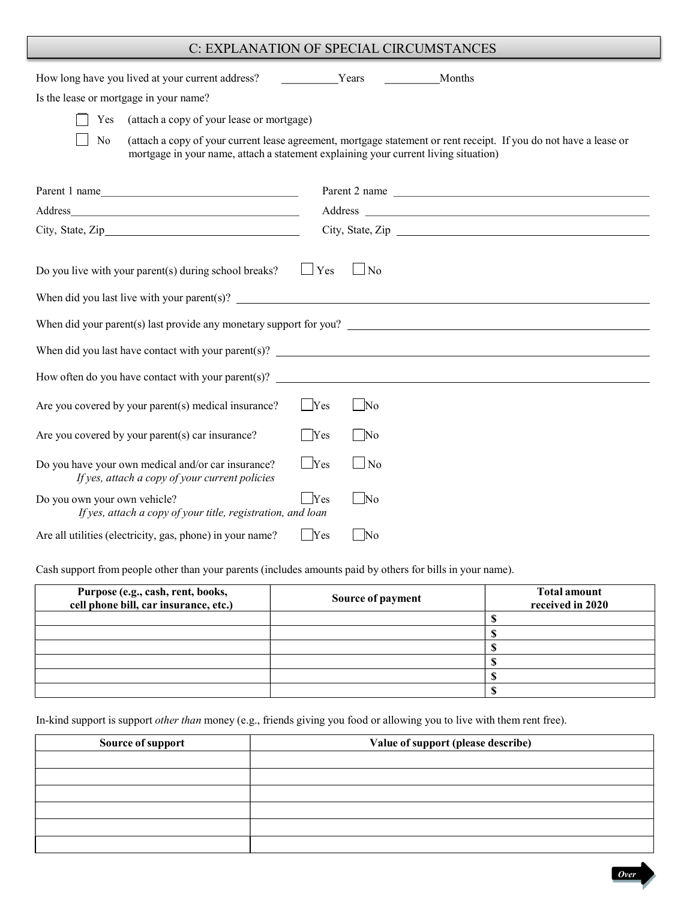## C: EXPLANATION OF SPECIAL CIRCUMSTANCES

How long have you lived at your current address? __________Years __________Months

Is the lease or mortgage in your name?

- ☐ Yes (attach a copy of your lease or mortgage)
- ☐ No (attach a copy of your current lease agreement, mortgage statement or rent receipt. If you do not have a lease or mortgage in your name, attach a statement explaining your current living situation)

Parent 1 name___________________________________

Address___________________________________

City, State, Zip___________________________________

Parent 2 name ___________________________________

Address ___________________________________

City, State, Zip ___________________________________

Do you live with your parent(s) during school breaks? ☐ Yes ☐ No

When did you last live with your parent(s)? ___________________________________

When did your parent(s) last provide any monetary support for you? ___________________________________

When did you last have contact with your parent(s)? ___________________________________

How often do you have contact with your parent(s)? ___________________________________

Are you covered by your parent(s) medical insurance? ☐ Yes ☐ No

Are you covered by your parent(s) car insurance? ☐ Yes ☐ No

Do you have your own medical and/or car insurance? ☐ Yes ☐ No
*If yes, attach a copy of your current policies*

Do you own your own vehicle? ☐ Yes ☐ No
*If yes, attach a copy of your title, registration, and loan*

Are all utilities (electricity, gas, phone) in your name? ☐ Yes ☐ No

Cash support from people other than your parents (includes amounts paid by others for bills in your name).

| Purpose (e.g., cash, rent, books, cell phone bill, car insurance, etc.) | Source of payment | Total amount received in 2020 |
|---|---|---|
| | | $ |
| | | $ |
| | | $ |
| | | $ |
| | | $ |
| | | $ |

In-kind support is support *other than* money (e.g., friends giving you food or allowing you to live with them rent free).

| Source of support | Value of support (please describe) |
|---|---|
| | |
| | |
| | |
| | |
| | |
| | |

Over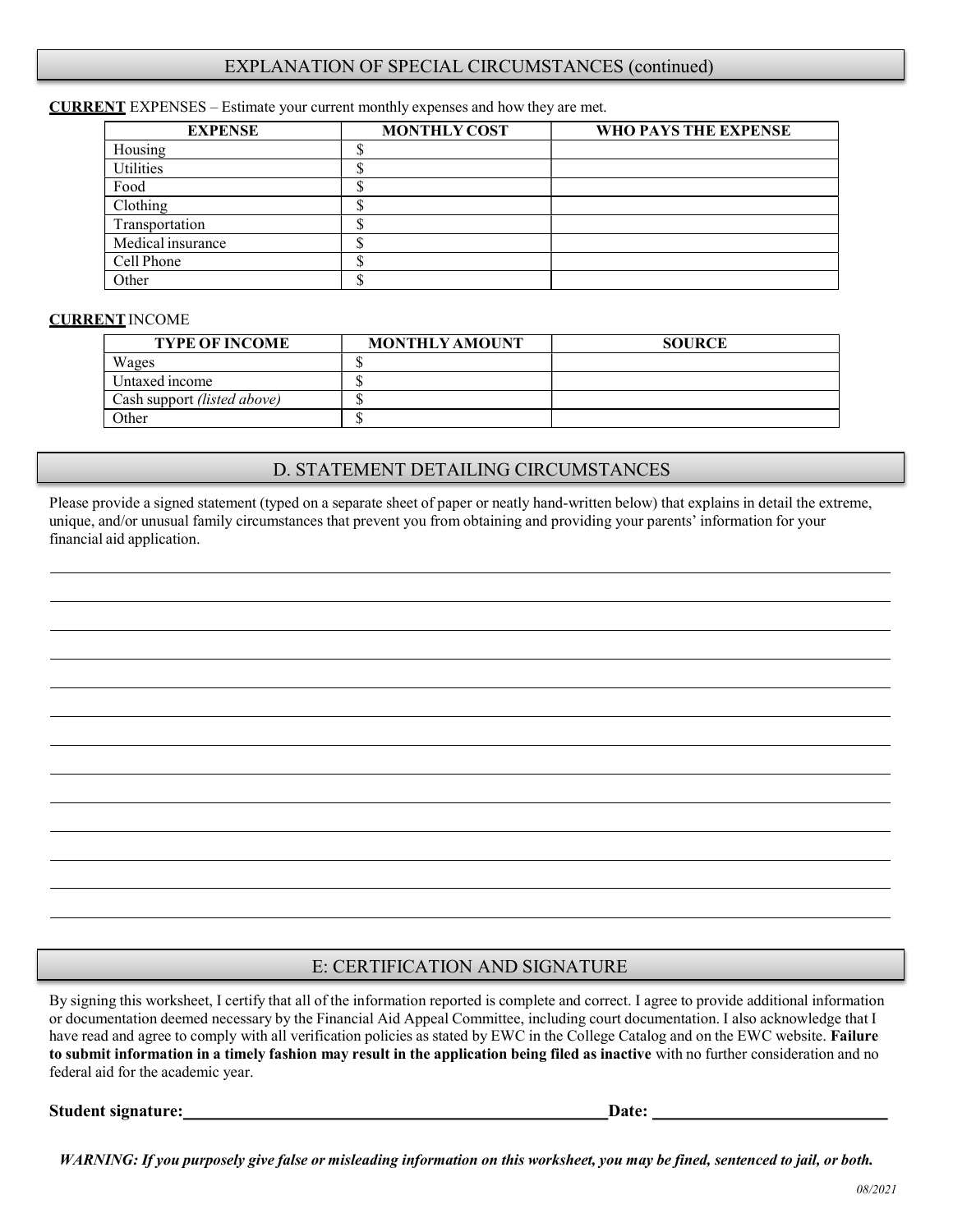## EXPLANATION OF SPECIAL CIRCUMSTANCES (continued)

**CURRENT** EXPENSES – Estimate your current monthly expenses and how they are met.

| EXPENSE | MONTHLY COST | WHO PAYS THE EXPENSE |
|---|---|---|
| Housing | $ | |
| Utilities | $ | |
| Food | $ | |
| Clothing | $ | |
| Transportation | $ | |
| Medical insurance | $ | |
| Cell Phone | $ | |
| Other | $ | |

**CURRENT** INCOME

| TYPE OF INCOME | MONTHLY AMOUNT | SOURCE |
|---|---|---|
| Wages | $ | |
| Untaxed income | $ | |
| Cash support *(listed above)* | $ | |
| Other | $ | |

## D. STATEMENT DETAILING CIRCUMSTANCES

Please provide a signed statement (typed on a separate sheet of paper or neatly hand-written below) that explains in detail the extreme, unique, and/or unusual family circumstances that prevent you from obtaining and providing your parents' information for your financial aid application.

______________________________________________________________________________

______________________________________________________________________________

______________________________________________________________________________

______________________________________________________________________________

______________________________________________________________________________

______________________________________________________________________________

______________________________________________________________________________

______________________________________________________________________________

______________________________________________________________________________

______________________________________________________________________________

______________________________________________________________________________

______________________________________________________________________________

______________________________________________________________________________

## E: CERTIFICATION AND SIGNATURE

By signing this worksheet, I certify that all of the information reported is complete and correct. I agree to provide additional information or documentation deemed necessary by the Financial Aid Appeal Committee, including court documentation. I also acknowledge that I have read and agree to comply with all verification policies as stated by EWC in the College Catalog and on the EWC website. **Failure to submit information in a timely fashion may result in the application being filed as inactive** with no further consideration and no federal aid for the academic year.

**Student signature:**_______________________________________________ **Date:** ___________________________

***WARNING: If you purposely give false or misleading information on this worksheet, you may be fined, sentenced to jail, or both.***

*08/2021*